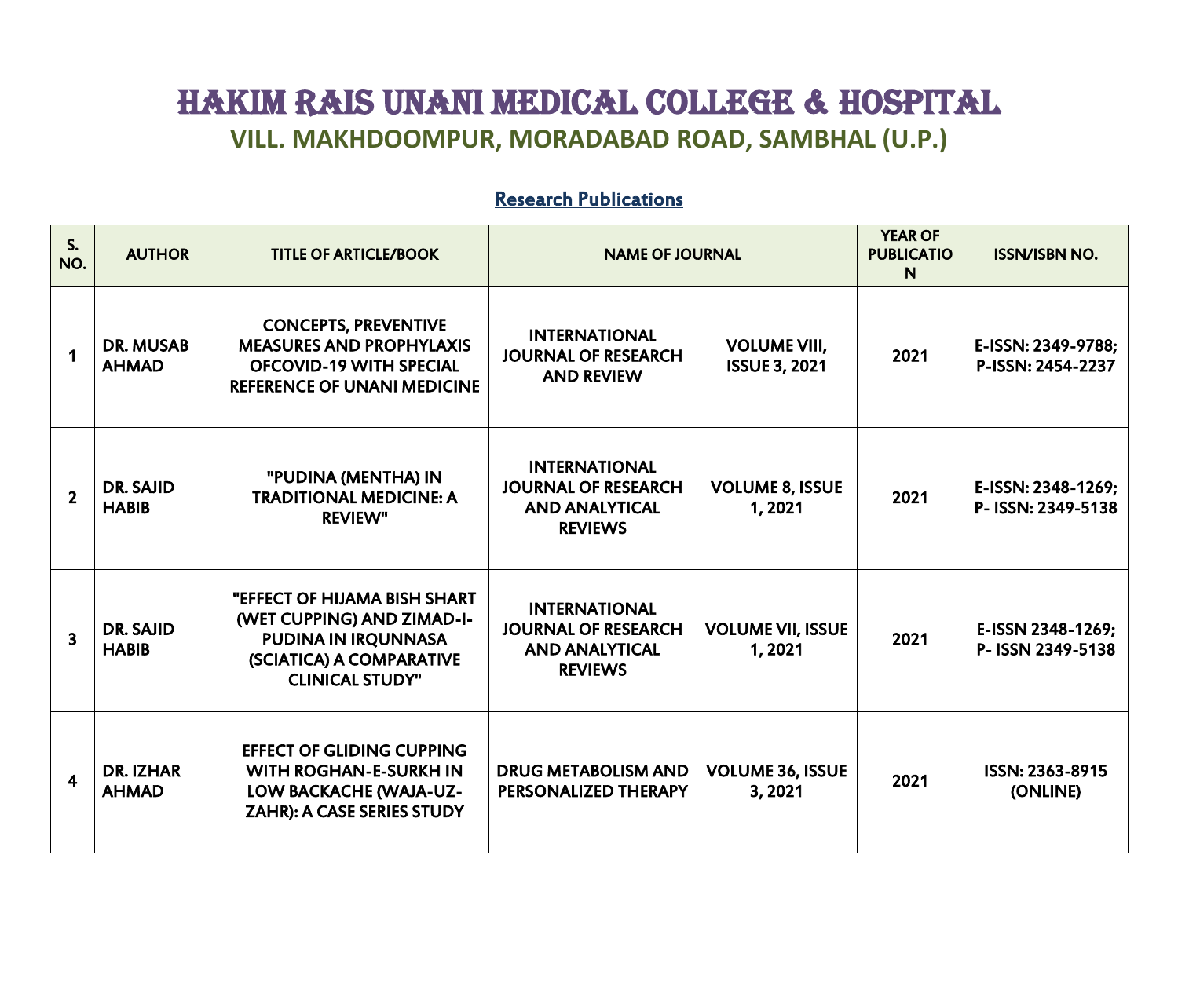# HAKIM RAIS UNANI MEDICAL COLLEGE & HOSPITAL

## VILL. MAKHDOOMPUR, MORADABAD ROAD, SAMBHAL (U.P.)

### Research Publications

| S. NO. | AUTHOR | TITLE OF ARTICLE/BOOK | NAME OF JOURNAL | | YEAR OF PUBLICATION | ISSN/ISBN NO. |
|---|---|---|---|---|---|---|
| 1 | DR. MUSAB AHMAD | CONCEPTS, PREVENTIVE MEASURES AND PROPHYLAXIS OFCOVID-19 WITH SPECIAL REFERENCE OF UNANI MEDICINE | INTERNATIONAL JOURNAL OF RESEARCH AND REVIEW | VOLUME VIII, ISSUE 3, 2021 | 2021 | E-ISSN: 2349-9788; P-ISSN: 2454-2237 |
| 2 | DR. SAJID HABIB | "PUDINA (MENTHA) IN TRADITIONAL MEDICINE: A REVIEW" | INTERNATIONAL JOURNAL OF RESEARCH AND ANALYTICAL REVIEWS | VOLUME 8, ISSUE 1, 2021 | 2021 | E-ISSN: 2348-1269; P- ISSN: 2349-5138 |
| 3 | DR. SAJID HABIB | "EFFECT OF HIJAMA BISH SHART (WET CUPPING) AND ZIMAD-I-PUDINA IN IRQUNNASA (SCIATICA) A COMPARATIVE CLINICAL STUDY" | INTERNATIONAL JOURNAL OF RESEARCH AND ANALYTICAL REVIEWS | VOLUME VII, ISSUE 1, 2021 | 2021 | E-ISSN 2348-1269; P- ISSN 2349-5138 |
| 4 | DR. IZHAR AHMAD | EFFECT OF GLIDING CUPPING WITH ROGHAN-E-SURKH IN LOW BACKACHE (WAJA-UZ-ZAHR): A CASE SERIES STUDY | DRUG METABOLISM AND PERSONALIZED THERAPY | VOLUME 36, ISSUE 3, 2021 | 2021 | ISSN: 2363-8915 (ONLINE) |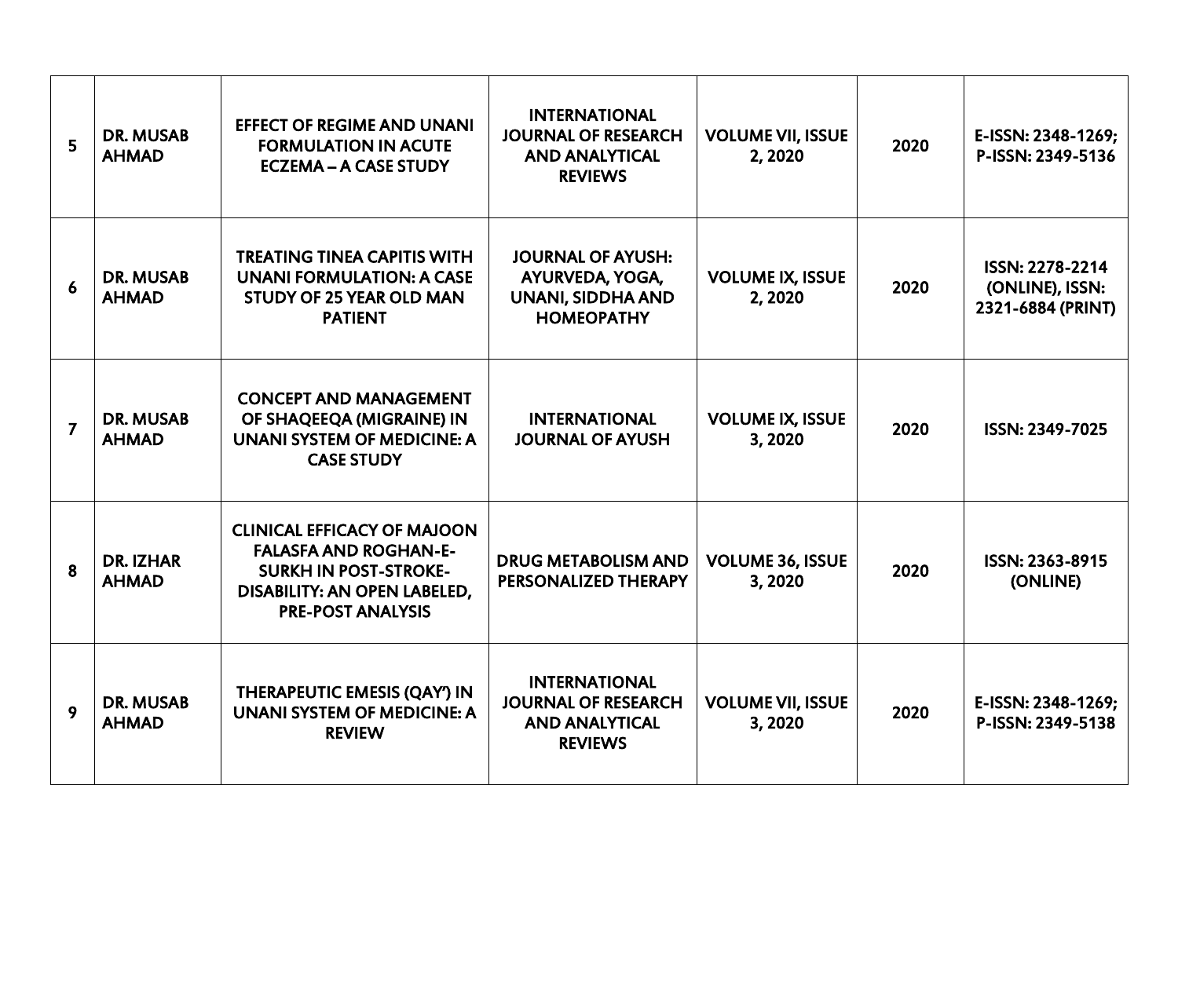| 5 | DR. MUSAB AHMAD | EFFECT OF REGIME AND UNANI FORMULATION IN ACUTE ECZEMA – A CASE STUDY | INTERNATIONAL JOURNAL OF RESEARCH AND ANALYTICAL REVIEWS | VOLUME VII, ISSUE 2, 2020 | 2020 | E-ISSN: 2348-1269; P-ISSN: 2349-5136 |
|---|---|---|---|---|---|---|
| 6 | DR. MUSAB AHMAD | TREATING TINEA CAPITIS WITH UNANI FORMULATION: A CASE STUDY OF 25 YEAR OLD MAN PATIENT | JOURNAL OF AYUSH: AYURVEDA, YOGA, UNANI, SIDDHA AND HOMEOPATHY | VOLUME IX, ISSUE 2, 2020 | 2020 | ISSN: 2278-2214 (ONLINE), ISSN: 2321-6884 (PRINT) |
| 7 | DR. MUSAB AHMAD | CONCEPT AND MANAGEMENT OF SHAQEEQA (MIGRAINE) IN UNANI SYSTEM OF MEDICINE: A CASE STUDY | INTERNATIONAL JOURNAL OF AYUSH | VOLUME IX, ISSUE 3, 2020 | 2020 | ISSN: 2349-7025 |
| 8 | DR. IZHAR AHMAD | CLINICAL EFFICACY OF MAJOON FALASFA AND ROGHAN-E-SURKH IN POST-STROKE-DISABILITY: AN OPEN LABELED, PRE-POST ANALYSIS | DRUG METABOLISM AND PERSONALIZED THERAPY | VOLUME 36, ISSUE 3, 2020 | 2020 | ISSN: 2363-8915 (ONLINE) |
| 9 | DR. MUSAB AHMAD | THERAPEUTIC EMESIS (QAY') IN UNANI SYSTEM OF MEDICINE: A REVIEW | INTERNATIONAL JOURNAL OF RESEARCH AND ANALYTICAL REVIEWS | VOLUME VII, ISSUE 3, 2020 | 2020 | E-ISSN: 2348-1269; P-ISSN: 2349-5138 |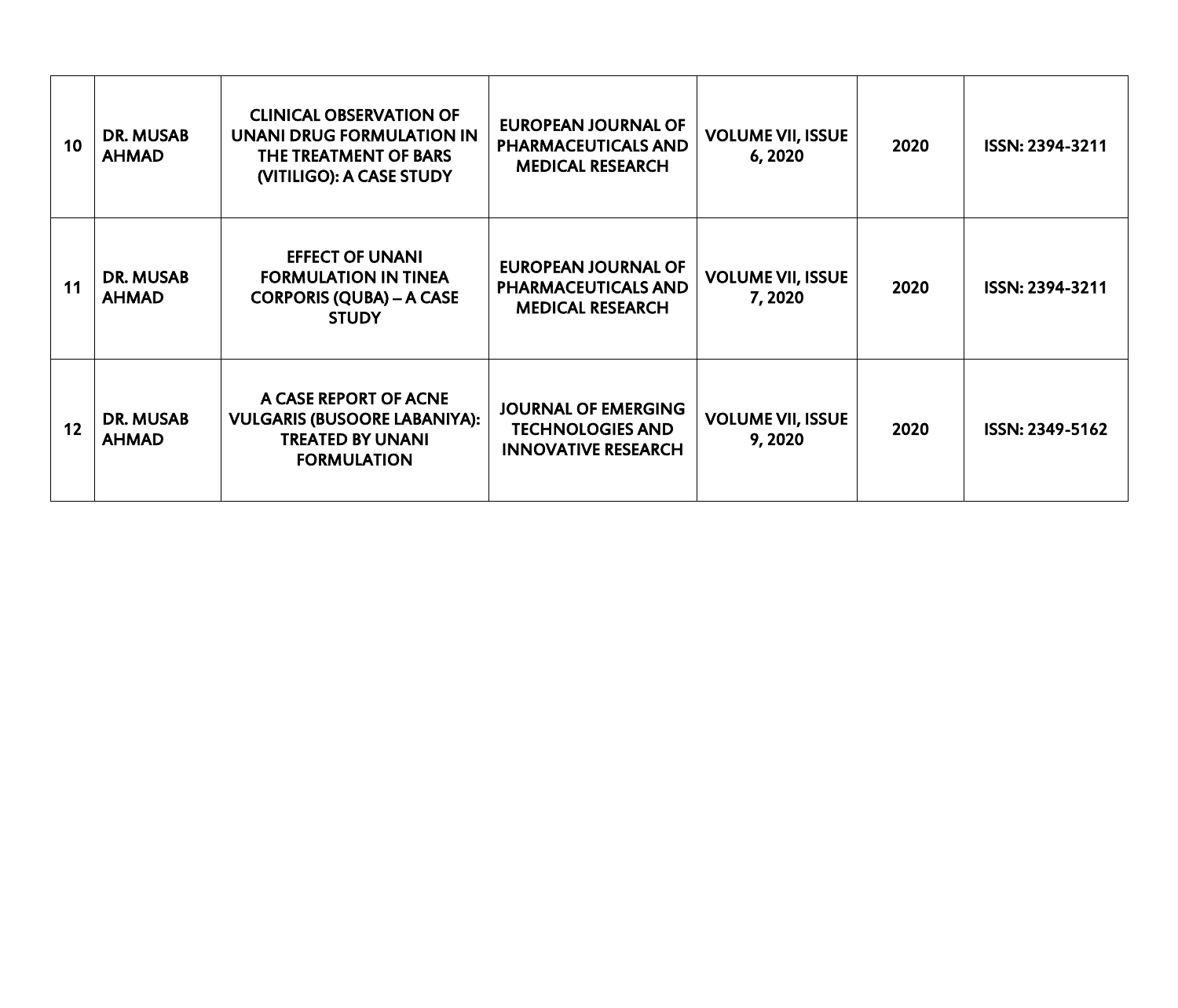| | | | | | | |
|---|---|---|---|---|---|---|
| **10** | **DR. MUSAB AHMAD** | **CLINICAL OBSERVATION OF UNANI DRUG FORMULATION IN THE TREATMENT OF BARS (VITILIGO): A CASE STUDY** | **EUROPEAN JOURNAL OF PHARMACEUTICALS AND MEDICAL RESEARCH** | **VOLUME VII, ISSUE 6, 2020** | **2020** | **ISSN: 2394-3211** |
| **11** | **DR. MUSAB AHMAD** | **EFFECT OF UNANI FORMULATION IN TINEA CORPORIS (QUBA) – A CASE STUDY** | **EUROPEAN JOURNAL OF PHARMACEUTICALS AND MEDICAL RESEARCH** | **VOLUME VII, ISSUE 7, 2020** | **2020** | **ISSN: 2394-3211** |
| **12** | **DR. MUSAB AHMAD** | **A CASE REPORT OF ACNE VULGARIS (BUSOORE LABANIYA): TREATED BY UNANI FORMULATION** | **JOURNAL OF EMERGING TECHNOLOGIES AND INNOVATIVE RESEARCH** | **VOLUME VII, ISSUE 9, 2020** | **2020** | **ISSN: 2349-5162** |